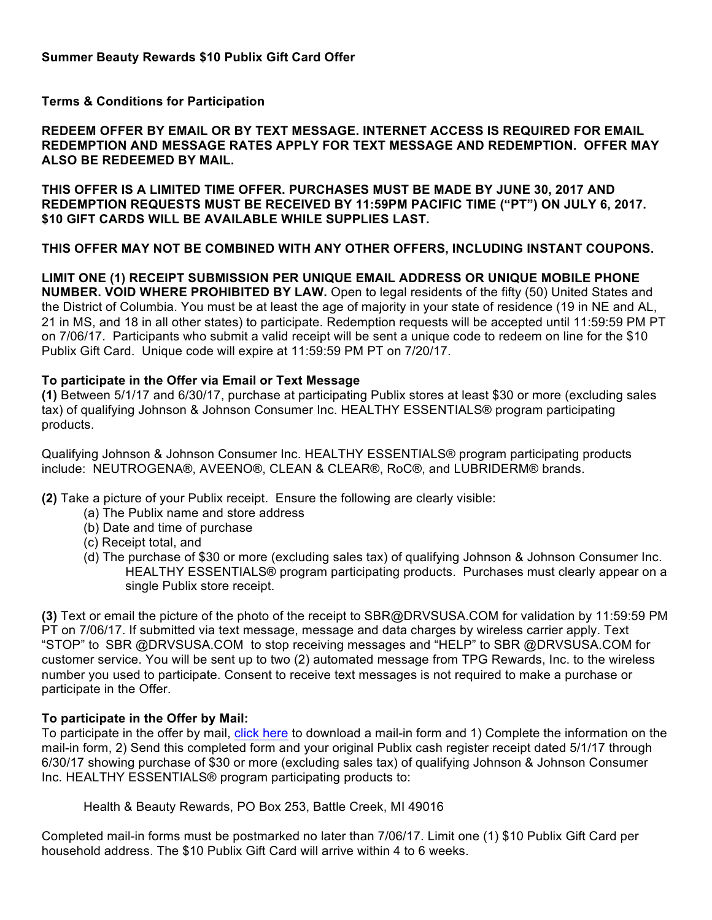**Summer Beauty Rewards $10 Publix Gift Card Offer**

**Terms & Conditions for Participation**

**REDEEM OFFER BY EMAIL OR BY TEXT MESSAGE. INTERNET ACCESS IS REQUIRED FOR EMAIL REDEMPTION AND MESSAGE RATES APPLY FOR TEXT MESSAGE AND REDEMPTION. OFFER MAY ALSO BE REDEEMED BY MAIL.**

**THIS OFFER IS A LIMITED TIME OFFER. PURCHASES MUST BE MADE BY JUNE 30, 2017 AND REDEMPTION REQUESTS MUST BE RECEIVED BY 11:59PM PACIFIC TIME ("PT") ON JULY 6, 2017. $10 GIFT CARDS WILL BE AVAILABLE WHILE SUPPLIES LAST.**

**THIS OFFER MAY NOT BE COMBINED WITH ANY OTHER OFFERS, INCLUDING INSTANT COUPONS.**

**LIMIT ONE (1) RECEIPT SUBMISSION PER UNIQUE EMAIL ADDRESS OR UNIQUE MOBILE PHONE NUMBER. VOID WHERE PROHIBITED BY LAW.** Open to legal residents of the fifty (50) United States and the District of Columbia. You must be at least the age of majority in your state of residence (19 in NE and AL, 21 in MS, and 18 in all other states) to participate. Redemption requests will be accepted until 11:59:59 PM PT on 7/06/17. Participants who submit a valid receipt will be sent a unique code to redeem on line for the $10 Publix Gift Card. Unique code will expire at 11:59:59 PM PT on 7/20/17.

**To participate in the Offer via Email or Text Message**

**(1)** Between 5/1/17 and 6/30/17, purchase at participating Publix stores at least $30 or more (excluding sales tax) of qualifying Johnson & Johnson Consumer Inc. HEALTHY ESSENTIALS® program participating products.

Qualifying Johnson & Johnson Consumer Inc. HEALTHY ESSENTIALS® program participating products include: NEUTROGENA®, AVEENO®, CLEAN & CLEAR®, RoC®, and LUBRIDERM® brands.

**(2)** Take a picture of your Publix receipt. Ensure the following are clearly visible:

- (a) The Publix name and store address
- (b) Date and time of purchase
- (c) Receipt total, and
- (d) The purchase of $30 or more (excluding sales tax) of qualifying Johnson & Johnson Consumer Inc. HEALTHY ESSENTIALS® program participating products. Purchases must clearly appear on a single Publix store receipt.

**(3)** Text or email the picture of the photo of the receipt to SBR@DRVSUSA.COM for validation by 11:59:59 PM PT on 7/06/17. If submitted via text message, message and data charges by wireless carrier apply. Text "STOP" to SBR @DRVSUSA.COM to stop receiving messages and "HELP" to SBR @DRVSUSA.COM for customer service. You will be sent up to two (2) automated message from TPG Rewards, Inc. to the wireless number you used to participate. Consent to receive text messages is not required to make a purchase or participate in the Offer.

**To participate in the Offer by Mail:**

To participate in the offer by mail, click here to download a mail-in form and 1) Complete the information on the mail-in form, 2) Send this completed form and your original Publix cash register receipt dated 5/1/17 through 6/30/17 showing purchase of $30 or more (excluding sales tax) of qualifying Johnson & Johnson Consumer Inc. HEALTHY ESSENTIALS® program participating products to:

Health & Beauty Rewards, PO Box 253, Battle Creek, MI 49016

Completed mail-in forms must be postmarked no later than 7/06/17. Limit one (1) $10 Publix Gift Card per household address. The $10 Publix Gift Card will arrive within 4 to 6 weeks.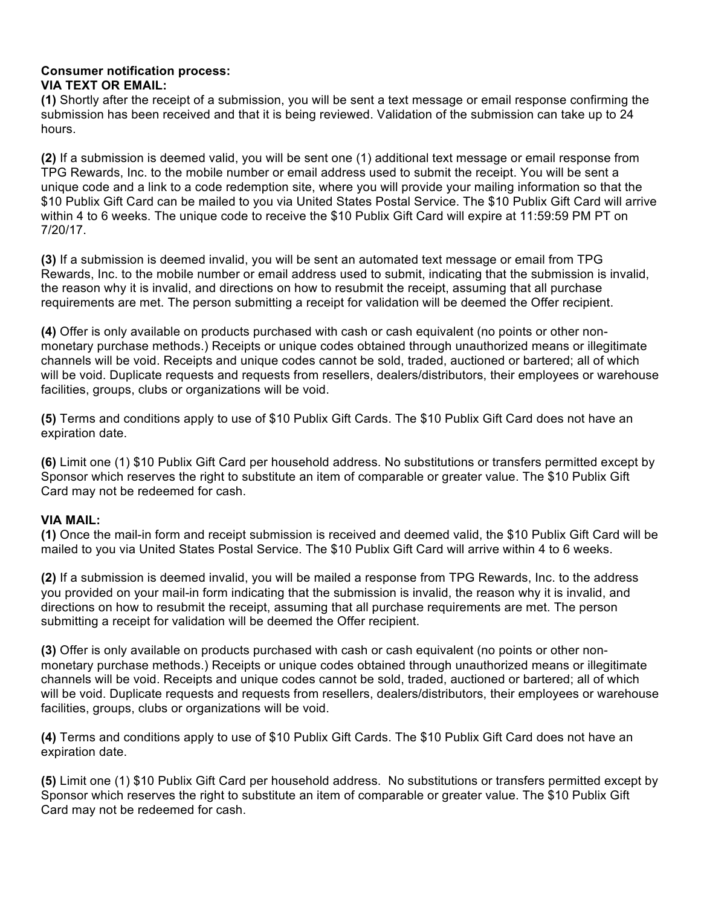**Consumer notification process:**
**VIA TEXT OR EMAIL:**

**(1)** Shortly after the receipt of a submission, you will be sent a text message or email response confirming the submission has been received and that it is being reviewed. Validation of the submission can take up to 24 hours.

**(2)** If a submission is deemed valid, you will be sent one (1) additional text message or email response from TPG Rewards, Inc. to the mobile number or email address used to submit the receipt. You will be sent a unique code and a link to a code redemption site, where you will provide your mailing information so that the $10 Publix Gift Card can be mailed to you via United States Postal Service. The $10 Publix Gift Card will arrive within 4 to 6 weeks. The unique code to receive the $10 Publix Gift Card will expire at 11:59:59 PM PT on 7/20/17.

**(3)** If a submission is deemed invalid, you will be sent an automated text message or email from TPG Rewards, Inc. to the mobile number or email address used to submit, indicating that the submission is invalid, the reason why it is invalid, and directions on how to resubmit the receipt, assuming that all purchase requirements are met. The person submitting a receipt for validation will be deemed the Offer recipient.

**(4)** Offer is only available on products purchased with cash or cash equivalent (no points or other non-monetary purchase methods.) Receipts or unique codes obtained through unauthorized means or illegitimate channels will be void. Receipts and unique codes cannot be sold, traded, auctioned or bartered; all of which will be void. Duplicate requests and requests from resellers, dealers/distributors, their employees or warehouse facilities, groups, clubs or organizations will be void.

**(5)** Terms and conditions apply to use of $10 Publix Gift Cards. The $10 Publix Gift Card does not have an expiration date.

**(6)** Limit one (1) $10 Publix Gift Card per household address. No substitutions or transfers permitted except by Sponsor which reserves the right to substitute an item of comparable or greater value. The $10 Publix Gift Card may not be redeemed for cash.

**VIA MAIL:**

**(1)** Once the mail-in form and receipt submission is received and deemed valid, the $10 Publix Gift Card will be mailed to you via United States Postal Service. The $10 Publix Gift Card will arrive within 4 to 6 weeks.

**(2)** If a submission is deemed invalid, you will be mailed a response from TPG Rewards, Inc. to the address you provided on your mail-in form indicating that the submission is invalid, the reason why it is invalid, and directions on how to resubmit the receipt, assuming that all purchase requirements are met. The person submitting a receipt for validation will be deemed the Offer recipient.

**(3)** Offer is only available on products purchased with cash or cash equivalent (no points or other non-monetary purchase methods.) Receipts or unique codes obtained through unauthorized means or illegitimate channels will be void. Receipts and unique codes cannot be sold, traded, auctioned or bartered; all of which will be void. Duplicate requests and requests from resellers, dealers/distributors, their employees or warehouse facilities, groups, clubs or organizations will be void.

**(4)** Terms and conditions apply to use of $10 Publix Gift Cards. The $10 Publix Gift Card does not have an expiration date.

**(5)** Limit one (1) $10 Publix Gift Card per household address. No substitutions or transfers permitted except by Sponsor which reserves the right to substitute an item of comparable or greater value. The $10 Publix Gift Card may not be redeemed for cash.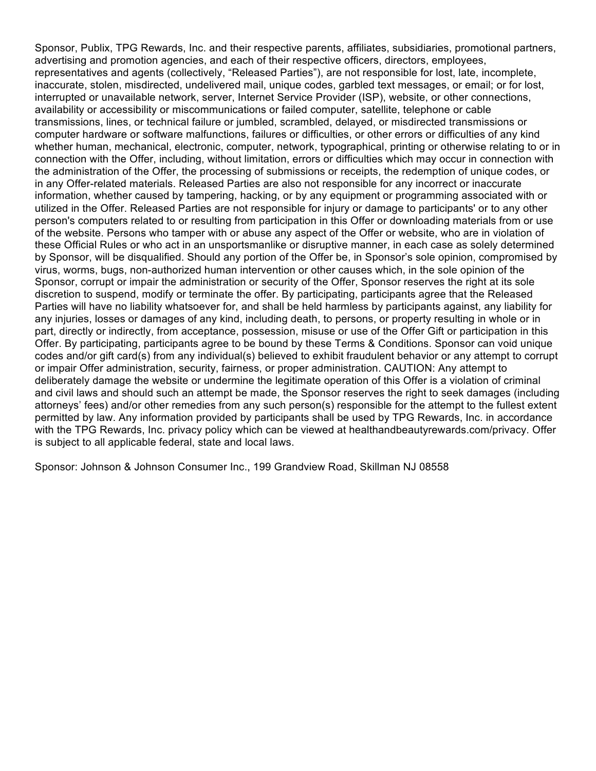Sponsor, Publix, TPG Rewards, Inc. and their respective parents, affiliates, subsidiaries, promotional partners, advertising and promotion agencies, and each of their respective officers, directors, employees, representatives and agents (collectively, "Released Parties"), are not responsible for lost, late, incomplete, inaccurate, stolen, misdirected, undelivered mail, unique codes, garbled text messages, or email; or for lost, interrupted or unavailable network, server, Internet Service Provider (ISP), website, or other connections, availability or accessibility or miscommunications or failed computer, satellite, telephone or cable transmissions, lines, or technical failure or jumbled, scrambled, delayed, or misdirected transmissions or computer hardware or software malfunctions, failures or difficulties, or other errors or difficulties of any kind whether human, mechanical, electronic, computer, network, typographical, printing or otherwise relating to or in connection with the Offer, including, without limitation, errors or difficulties which may occur in connection with the administration of the Offer, the processing of submissions or receipts, the redemption of unique codes, or in any Offer-related materials. Released Parties are also not responsible for any incorrect or inaccurate information, whether caused by tampering, hacking, or by any equipment or programming associated with or utilized in the Offer. Released Parties are not responsible for injury or damage to participants' or to any other person's computers related to or resulting from participation in this Offer or downloading materials from or use of the website. Persons who tamper with or abuse any aspect of the Offer or website, who are in violation of these Official Rules or who act in an unsportsmanlike or disruptive manner, in each case as solely determined by Sponsor, will be disqualified. Should any portion of the Offer be, in Sponsor's sole opinion, compromised by virus, worms, bugs, non-authorized human intervention or other causes which, in the sole opinion of the Sponsor, corrupt or impair the administration or security of the Offer, Sponsor reserves the right at its sole discretion to suspend, modify or terminate the offer. By participating, participants agree that the Released Parties will have no liability whatsoever for, and shall be held harmless by participants against, any liability for any injuries, losses or damages of any kind, including death, to persons, or property resulting in whole or in part, directly or indirectly, from acceptance, possession, misuse or use of the Offer Gift or participation in this Offer. By participating, participants agree to be bound by these Terms & Conditions. Sponsor can void unique codes and/or gift card(s) from any individual(s) believed to exhibit fraudulent behavior or any attempt to corrupt or impair Offer administration, security, fairness, or proper administration. CAUTION: Any attempt to deliberately damage the website or undermine the legitimate operation of this Offer is a violation of criminal and civil laws and should such an attempt be made, the Sponsor reserves the right to seek damages (including attorneys' fees) and/or other remedies from any such person(s) responsible for the attempt to the fullest extent permitted by law. Any information provided by participants shall be used by TPG Rewards, Inc. in accordance with the TPG Rewards, Inc. privacy policy which can be viewed at healthandbeautyrewards.com/privacy. Offer is subject to all applicable federal, state and local laws.

Sponsor: Johnson & Johnson Consumer Inc., 199 Grandview Road, Skillman NJ 08558